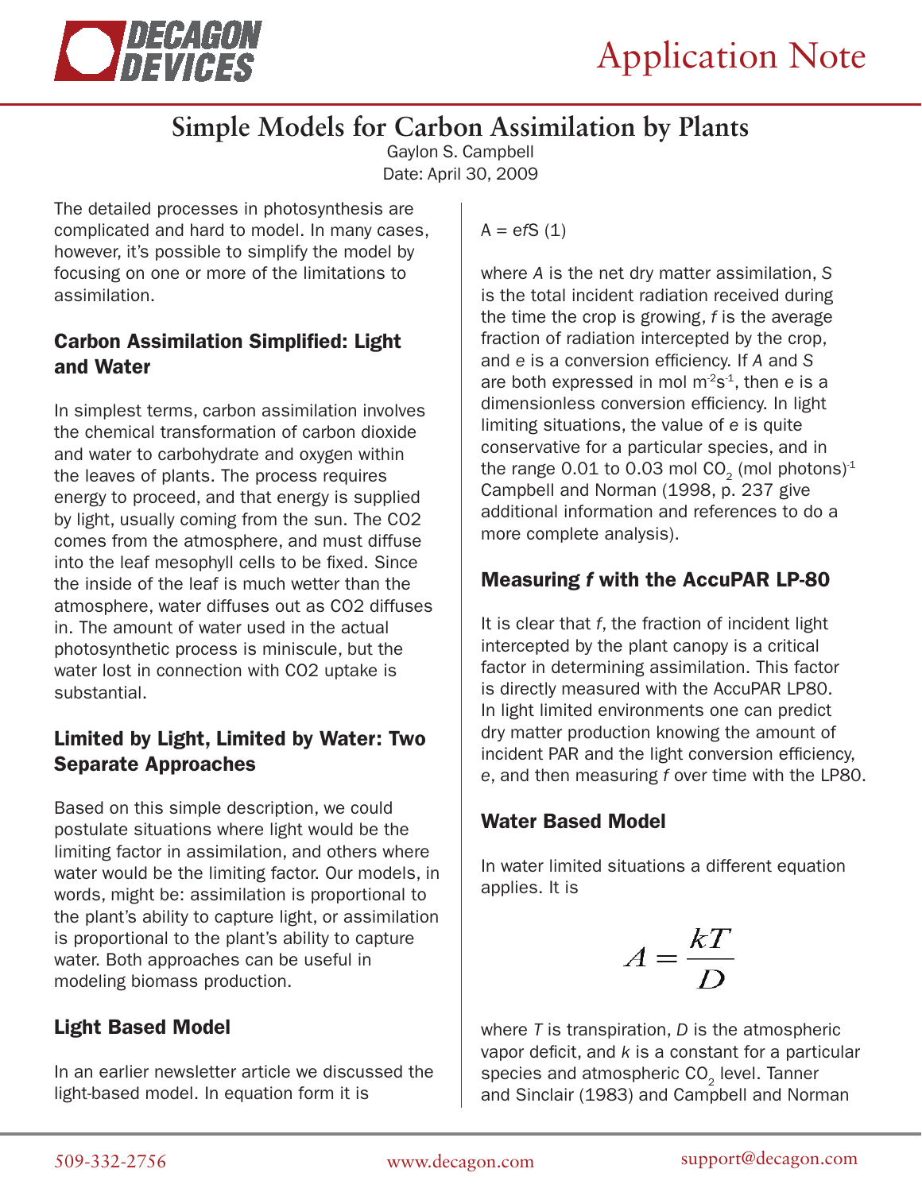Application Note

# Simple Models for Carbon Assimilation by Plants

Gaylon S. Campbell
Date: April 30, 2009

The detailed processes in photosynthesis are complicated and hard to model. In many cases, however, it's possible to simplify the model by focusing on one or more of the limitations to assimilation.

## Carbon Assimilation Simplified: Light and Water

In simplest terms, carbon assimilation involves the chemical transformation of carbon dioxide and water to carbohydrate and oxygen within the leaves of plants. The process requires energy to proceed, and that energy is supplied by light, usually coming from the sun. The CO2 comes from the atmosphere, and must diffuse into the leaf mesophyll cells to be fixed. Since the inside of the leaf is much wetter than the atmosphere, water diffuses out as CO2 diffuses in. The amount of water used in the actual photosynthetic process is miniscule, but the water lost in connection with CO2 uptake is substantial.

## Limited by Light, Limited by Water: Two Separate Approaches

Based on this simple description, we could postulate situations where light would be the limiting factor in assimilation, and others where water would be the limiting factor. Our models, in words, might be: assimilation is proportional to the plant's ability to capture light, or assimilation is proportional to the plant's ability to capture water. Both approaches can be useful in modeling biomass production.

## Light Based Model

In an earlier newsletter article we discussed the light-based model. In equation form it is

$$A = efS \quad (1)$$

where *A* is the net dry matter assimilation, *S* is the total incident radiation received during the time the crop is growing, *f* is the average fraction of radiation intercepted by the crop, and *e* is a conversion efficiency. If *A* and *S* are both expressed in mol $m^{-2}s^{-1}$, then *e* is a dimensionless conversion efficiency. In light limiting situations, the value of *e* is quite conservative for a particular species, and in the range 0.01 to 0.03 mol $CO_2$ (mol photons)$^{-1}$ Campbell and Norman (1998, p. 237 give additional information and references to do a more complete analysis).

## Measuring *f* with the AccuPAR LP-80

It is clear that *f*, the fraction of incident light intercepted by the plant canopy is a critical factor in determining assimilation. This factor is directly measured with the AccuPAR LP80. In light limited environments one can predict dry matter production knowing the amount of incident PAR and the light conversion efficiency, *e*, and then measuring *f* over time with the LP80.

## Water Based Model

In water limited situations a different equation applies. It is

$$A = \frac{kT}{D}$$

where *T* is transpiration, *D* is the atmospheric vapor deficit, and *k* is a constant for a particular species and atmospheric $CO_2$ level. Tanner and Sinclair (1983) and Campbell and Norman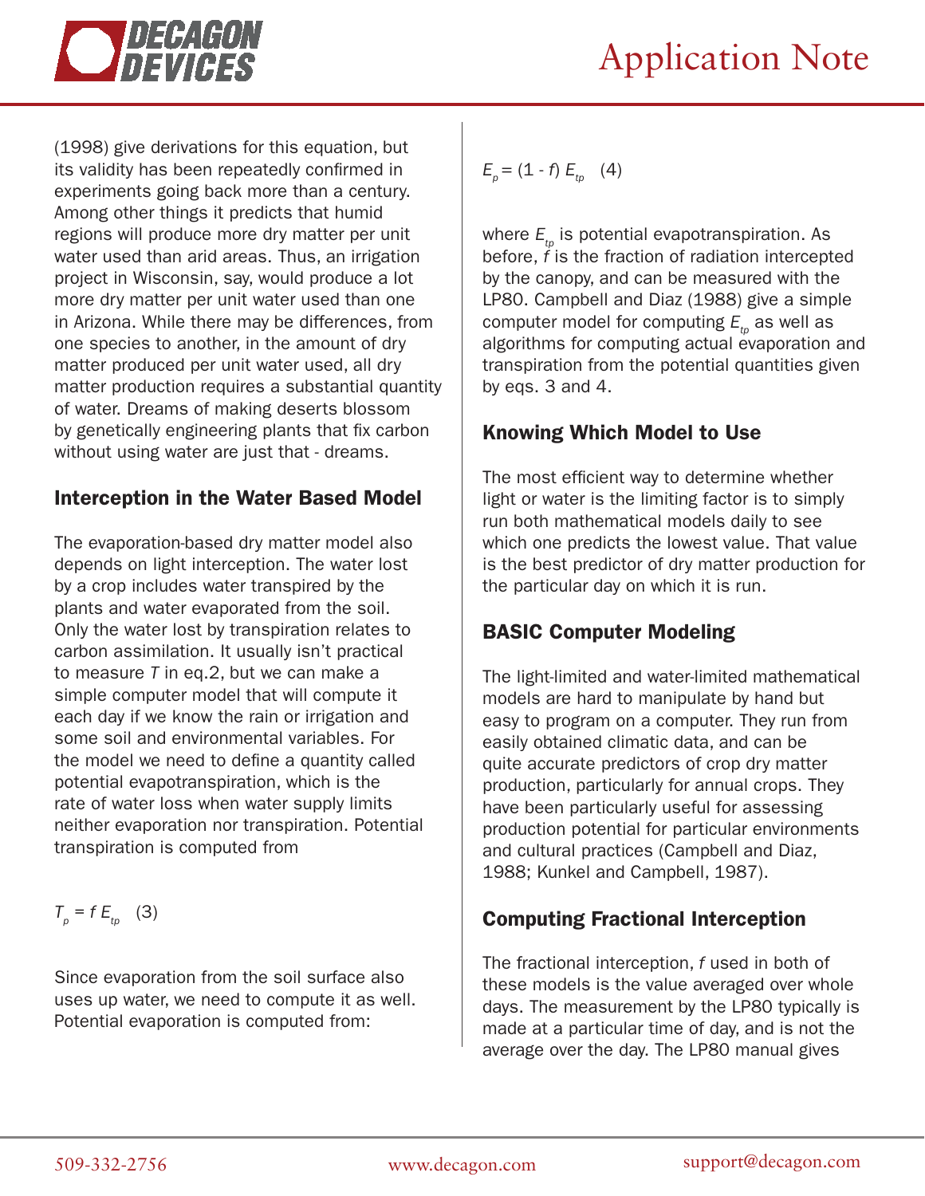(1998) give derivations for this equation, but its validity has been repeatedly confirmed in experiments going back more than a century. Among other things it predicts that humid regions will produce more dry matter per unit water used than arid areas. Thus, an irrigation project in Wisconsin, say, would produce a lot more dry matter per unit water used than one in Arizona. While there may be differences, from one species to another, in the amount of dry matter produced per unit water used, all dry matter production requires a substantial quantity of water. Dreams of making deserts blossom by genetically engineering plants that fix carbon without using water are just that - dreams.

## Interception in the Water Based Model

The evaporation-based dry matter model also depends on light interception. The water lost by a crop includes water transpired by the plants and water evaporated from the soil. Only the water lost by transpiration relates to carbon assimilation. It usually isn't practical to measure $T$ in eq.2, but we can make a simple computer model that will compute it each day if we know the rain or irrigation and some soil and environmental variables. For the model we need to define a quantity called potential evapotranspiration, which is the rate of water loss when water supply limits neither evaporation nor transpiration. Potential transpiration is computed from

$$T_p = f\,E_{tp} \quad (3)$$

Since evaporation from the soil surface also uses up water, we need to compute it as well. Potential evaporation is computed from:

$$E_p = (1 - f)\,E_{tp} \quad (4)$$

where $E_{tp}$ is potential evapotranspiration. As before, $f$ is the fraction of radiation intercepted by the canopy, and can be measured with the LP80. Campbell and Diaz (1988) give a simple computer model for computing $E_{tp}$ as well as algorithms for computing actual evaporation and transpiration from the potential quantities given by eqs. 3 and 4.

## Knowing Which Model to Use

The most efficient way to determine whether light or water is the limiting factor is to simply run both mathematical models daily to see which one predicts the lowest value. That value is the best predictor of dry matter production for the particular day on which it is run.

## BASIC Computer Modeling

The light-limited and water-limited mathematical models are hard to manipulate by hand but easy to program on a computer. They run from easily obtained climatic data, and can be quite accurate predictors of crop dry matter production, particularly for annual crops. They have been particularly useful for assessing production potential for particular environments and cultural practices (Campbell and Diaz, 1988; Kunkel and Campbell, 1987).

## Computing Fractional Interception

The fractional interception, $f$ used in both of these models is the value averaged over whole days. The measurement by the LP80 typically is made at a particular time of day, and is not the average over the day. The LP80 manual gives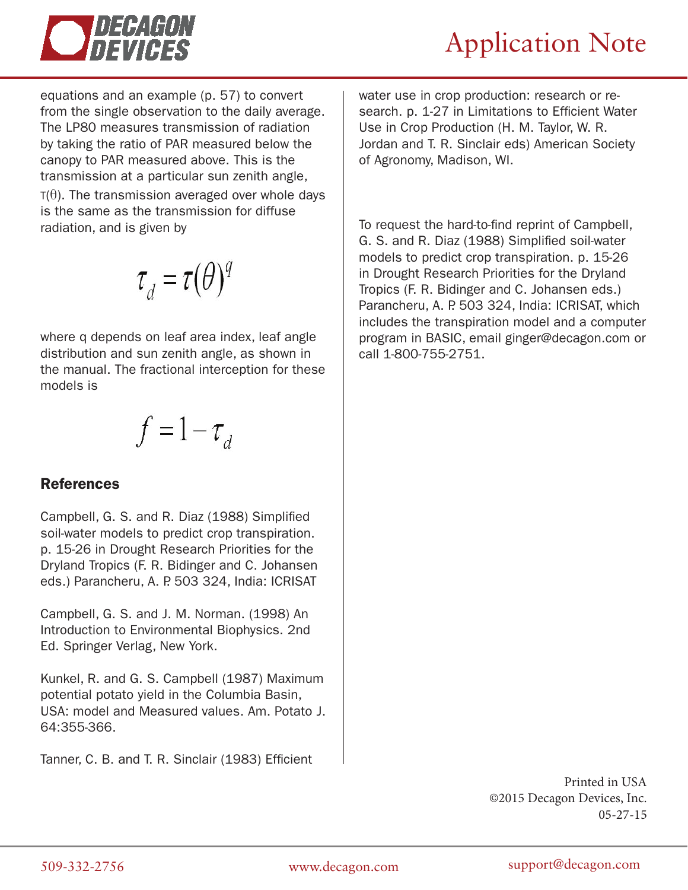equations and an example (p. 57) to convert from the single observation to the daily average. The LP80 measures transmission of radiation by taking the ratio of PAR measured below the canopy to PAR measured above. This is the transmission at a particular sun zenith angle, $\tau(\theta)$. The transmission averaged over whole days is the same as the transmission for diffuse radiation, and is given by

$$\tau_d = \tau(\theta)^q$$

where q depends on leaf area index, leaf angle distribution and sun zenith angle, as shown in the manual. The fractional interception for these models is

$$f = 1 - \tau_d$$

## References

Campbell, G. S. and R. Diaz (1988) Simplified soil-water models to predict crop transpiration. p. 15-26 in Drought Research Priorities for the Dryland Tropics (F. R. Bidinger and C. Johansen eds.) Parancheru, A. P. 503 324, India: ICRISAT

Campbell, G. S. and J. M. Norman. (1998) An Introduction to Environmental Biophysics. 2nd Ed. Springer Verlag, New York.

Kunkel, R. and G. S. Campbell (1987) Maximum potential potato yield in the Columbia Basin, USA: model and Measured values. Am. Potato J. 64:355-366.

Tanner, C. B. and T. R. Sinclair (1983) Efficient water use in crop production: research or re-search. p. 1-27 in Limitations to Efficient Water Use in Crop Production (H. M. Taylor, W. R. Jordan and T. R. Sinclair eds) American Society of Agronomy, Madison, WI.

To request the hard-to-find reprint of Campbell, G. S. and R. Diaz (1988) Simplified soil-water models to predict crop transpiration. p. 15-26 in Drought Research Priorities for the Dryland Tropics (F. R. Bidinger and C. Johansen eds.) Parancheru, A. P. 503 324, India: ICRISAT, which includes the transpiration model and a computer program in BASIC, email ginger@decagon.com or call 1-800-755-2751.

Printed in USA
©2015 Decagon Devices, Inc.
05-27-15